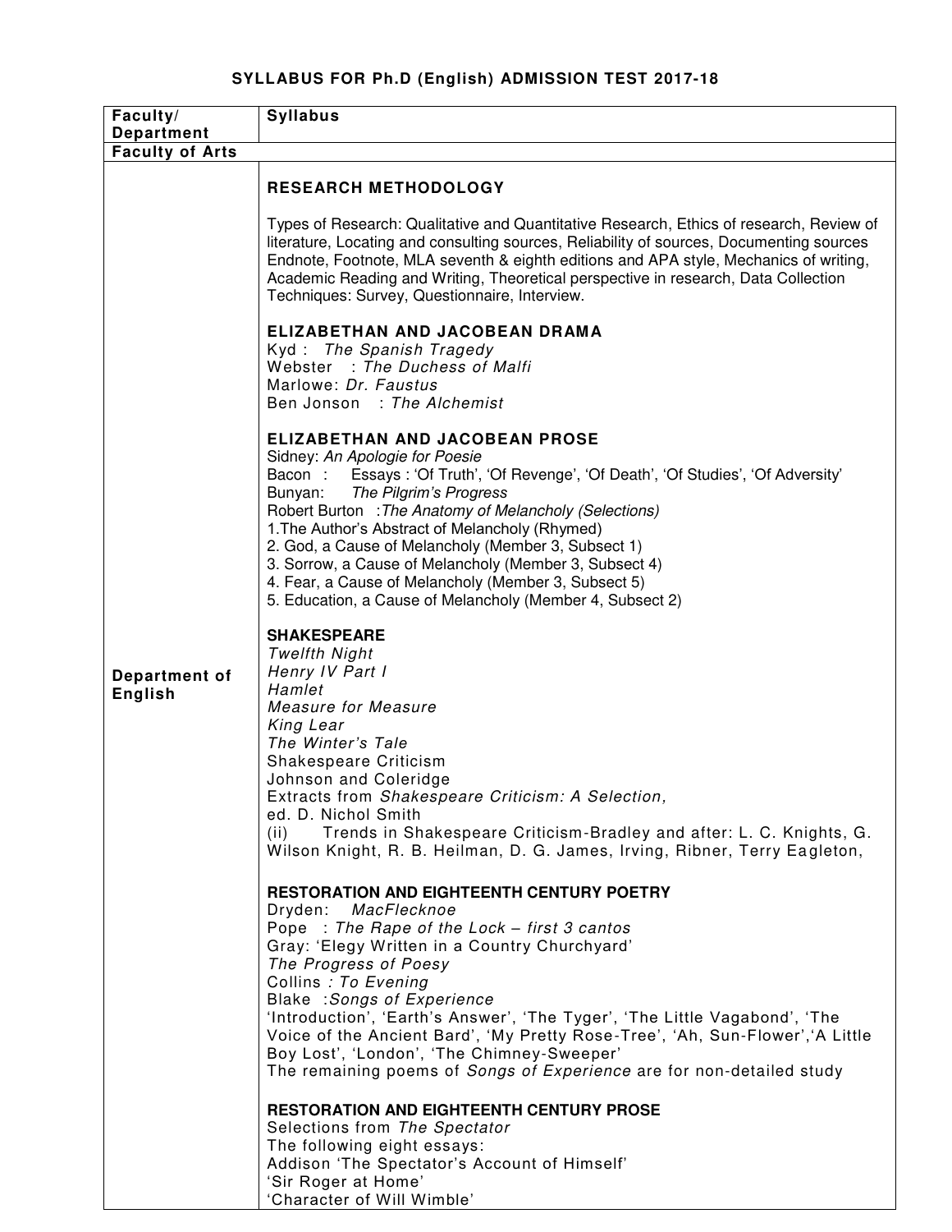## SYLLABUS FOR Ph.D (English) ADMISSION TEST 2017-18

| Faculty/ Department | Syllabus |
|---|---|
| **Faculty of Arts** | |
| **Department of English** | **RESEARCH METHODOLOGY**<br><br>Types of Research: Qualitative and Quantitative Research, Ethics of research, Review of literature, Locating and consulting sources, Reliability of sources, Documenting sources Endnote, Footnote, MLA seventh & eighth editions and APA style, Mechanics of writing, Academic Reading and Writing, Theoretical perspective in research, Data Collection Techniques: Survey, Questionnaire, Interview.<br><br>**ELIZABETHAN AND JACOBEAN DRAMA**<br>Kyd : *The Spanish Tragedy*<br>Webster : *The Duchess of Malfi*<br>Marlowe: *Dr. Faustus*<br>Ben Jonson : *The Alchemist*<br><br>**ELIZABETHAN AND JACOBEAN PROSE**<br>Sidney: *An Apologie for Poesie*<br>Bacon : Essays : 'Of Truth', 'Of Revenge', 'Of Death', 'Of Studies', 'Of Adversity'<br>Bunyan: *The Pilgrim's Progress*<br>Robert Burton :*The Anatomy of Melancholy (Selections)*<br>1.The Author's Abstract of Melancholy (Rhymed)<br>2. God, a Cause of Melancholy (Member 3, Subsect 1)<br>3. Sorrow, a Cause of Melancholy (Member 3, Subsect 4)<br>4. Fear, a Cause of Melancholy (Member 3, Subsect 5)<br>5. Education, a Cause of Melancholy (Member 4, Subsect 2)<br><br>**SHAKESPEARE**<br>*Twelfth Night*<br>*Henry IV Part I*<br>*Hamlet*<br>*Measure for Measure*<br>*King Lear*<br>*The Winter's Tale*<br>Shakespeare Criticism<br>Johnson and Coleridge<br>Extracts from *Shakespeare Criticism: A Selection,*<br>ed. D. Nichol Smith<br>(ii) Trends in Shakespeare Criticism-Bradley and after: L. C. Knights, G. Wilson Knight, R. B. Heilman, D. G. James, Irving, Ribner, Terry Eagleton,<br><br>**RESTORATION AND EIGHTEENTH CENTURY POETRY**<br>Dryden: *MacFlecknoe*<br>Pope : *The Rape of the Lock – first 3 cantos*<br>Gray: 'Elegy Written in a Country Churchyard'<br>*The Progress of Poesy*<br>Collins *: To Evening*<br>Blake :*Songs of Experience*<br>'Introduction', 'Earth's Answer', 'The Tyger', 'The Little Vagabond', 'The Voice of the Ancient Bard', 'My Pretty Rose-Tree', 'Ah, Sun-Flower','A Little Boy Lost', 'London', 'The Chimney-Sweeper'<br>The remaining poems of *Songs of Experience* are for non-detailed study<br><br>**RESTORATION AND EIGHTEENTH CENTURY PROSE**<br>Selections from *The Spectator*<br>The following eight essays:<br>Addison 'The Spectator's Account of Himself'<br>'Sir Roger at Home'<br>'Character of Will Wimble' |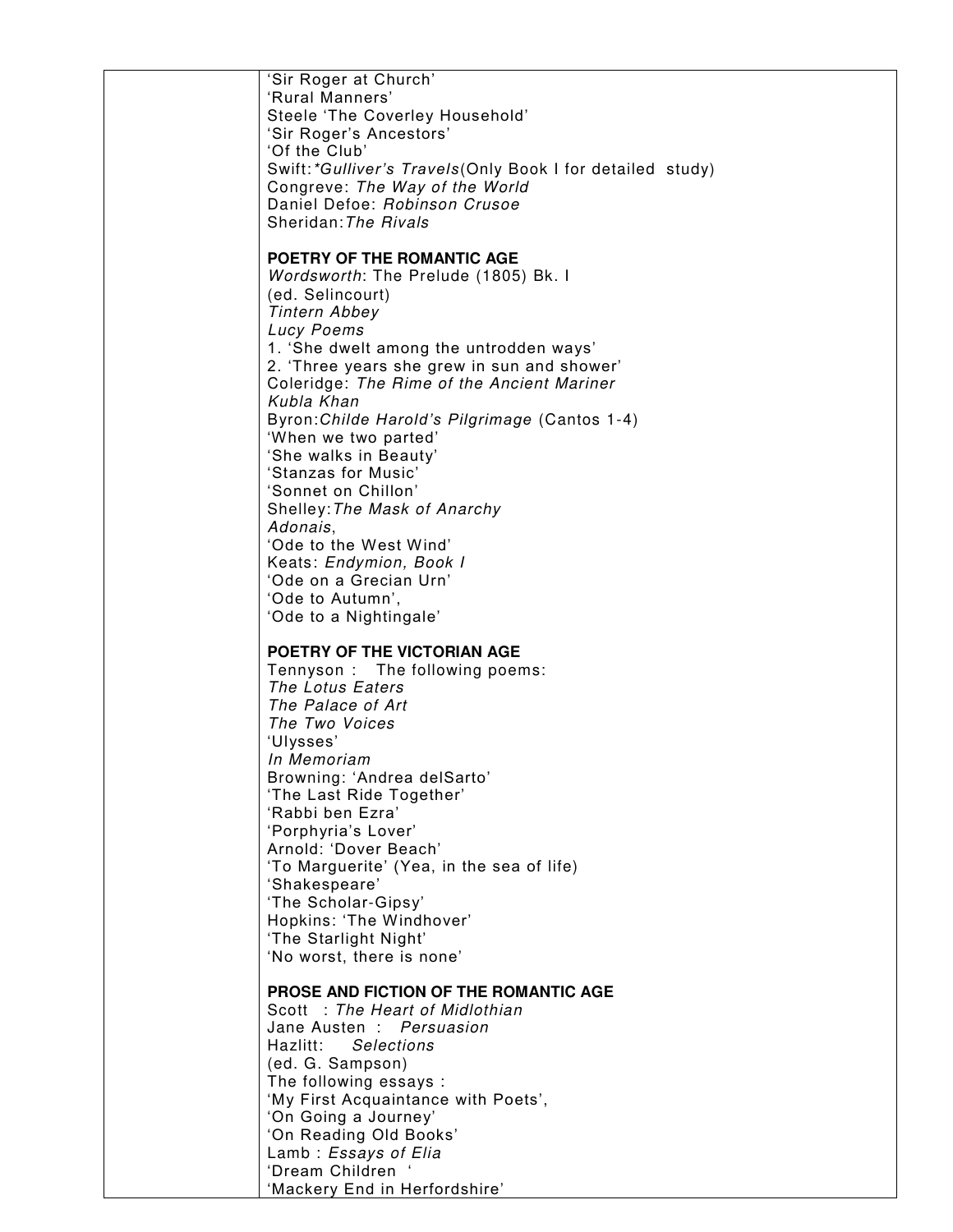'Sir Roger at Church'
'Rural Manners'
Steele 'The Coverley Household'
'Sir Roger's Ancestors'
'Of the Club'
Swift: **Gulliver's Travels*(Only Book I for detailed study)
Congreve: *The Way of the World*
Daniel Defoe: *Robinson Crusoe*
Sheridan: *The Rivals*

**POETRY OF THE ROMANTIC AGE**
*Wordsworth*: The Prelude (1805) Bk. I
(ed. Selincourt)
*Tintern Abbey*
*Lucy Poems*
1. 'She dwelt among the untrodden ways'
2. 'Three years she grew in sun and shower'
Coleridge: *The Rime of the Ancient Mariner*
*Kubla Khan*
Byron: *Childe Harold's Pilgrimage* (Cantos 1-4)
'When we two parted'
'She walks in Beauty'
'Stanzas for Music'
'Sonnet on Chillon'
Shelley: *The Mask of Anarchy*
*Adonais*,
'Ode to the West Wind'
Keats: *Endymion, Book I*
'Ode on a Grecian Urn'
'Ode to Autumn',
'Ode to a Nightingale'

**POETRY OF THE VICTORIAN AGE**
Tennyson : The following poems:
*The Lotus Eaters*
*The Palace of Art*
*The Two Voices*
'Ulysses'
*In Memoriam*
Browning: 'Andrea delSarto'
'The Last Ride Together'
'Rabbi ben Ezra'
'Porphyria's Lover'
Arnold: 'Dover Beach'
'To Marguerite' (Yea, in the sea of life)
'Shakespeare'
'The Scholar-Gipsy'
Hopkins: 'The Windhover'
'The Starlight Night'
'No worst, there is none'

**PROSE AND FICTION OF THE ROMANTIC AGE**
Scott : *The Heart of Midlothian*
Jane Austen : *Persuasion*
Hazlitt: *Selections*
(ed. G. Sampson)
The following essays :
'My First Acquaintance with Poets',
'On Going a Journey'
'On Reading Old Books'
Lamb : *Essays of Elia*
'Dream Children '
'Mackery End in Herfordshire'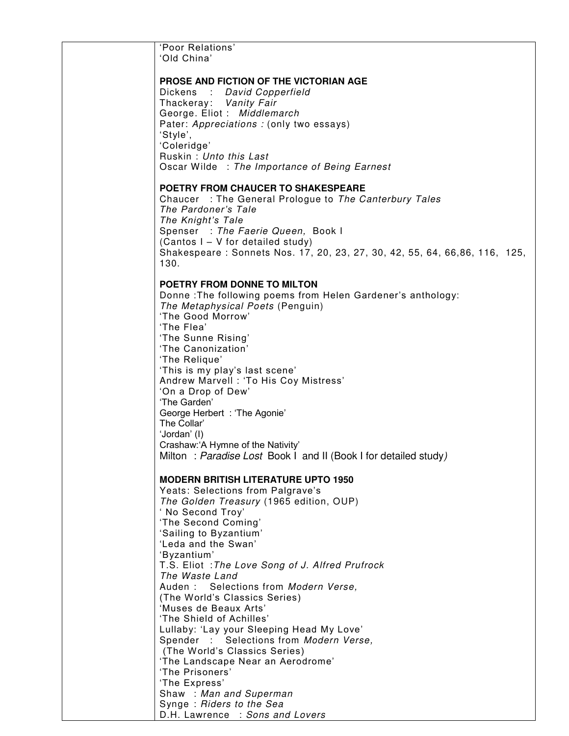| | |
|---|---|
| | 'Poor Relations'<br>'Old China'<br><br>**PROSE AND FICTION OF THE VICTORIAN AGE**<br>Dickens : *David Copperfield*<br>Thackeray: *Vanity Fair*<br>George. Eliot : *Middlemarch*<br>Pater: *Appreciations :* (only two essays)<br>'Style',<br>'Coleridge'<br>Ruskin : *Unto this Last*<br>Oscar Wilde : *The Importance of Being Earnest*<br><br>**POETRY FROM CHAUCER TO SHAKESPEARE**<br>Chaucer : The General Prologue to *The Canterbury Tales*<br>*The Pardoner's Tale*<br>*The Knight's Tale*<br>Spenser : *The Faerie Queen,* Book I<br>(Cantos I – V for detailed study)<br>Shakespeare : Sonnets Nos. 17, 20, 23, 27, 30, 42, 55, 64, 66,86, 116, 125, 130.<br><br>**POETRY FROM DONNE TO MILTON**<br>Donne :The following poems from Helen Gardener's anthology:<br>*The Metaphysical Poets* (Penguin)<br>'The Good Morrow'<br>'The Flea'<br>'The Sunne Rising'<br>'The Canonization'<br>'The Relique'<br>'This is my play's last scene'<br>Andrew Marvell : 'To His Coy Mistress'<br>'On a Drop of Dew'<br>'The Garden'<br>George Herbert : 'The Agonie'<br>The Collar'<br>'Jordan' (I)<br>Crashaw:'A Hymne of the Nativity'<br>Milton : *Paradise Lost* Book I and II (Book I for detailed study*)*<br><br>**MODERN BRITISH LITERATURE UPTO 1950**<br>Yeats: Selections from Palgrave's<br>*The Golden Treasury* (1965 edition, OUP)<br>' No Second Troy'<br>'The Second Coming'<br>'Sailing to Byzantium'<br>'Leda and the Swan'<br>'Byzantium'<br>T.S. Eliot :*The Love Song of J. Alfred Prufrock*<br>*The Waste Land*<br>Auden : Selections from *Modern Verse,*<br>(The World's Classics Series)<br>'Muses de Beaux Arts'<br>'The Shield of Achilles'<br>Lullaby: 'Lay your Sleeping Head My Love'<br>Spender : Selections from *Modern Verse,*<br>(The World's Classics Series)<br>'The Landscape Near an Aerodrome'<br>'The Prisoners'<br>'The Express'<br>Shaw : *Man and Superman*<br>Synge : *Riders to the Sea*<br>D.H. Lawrence : *Sons and Lovers* |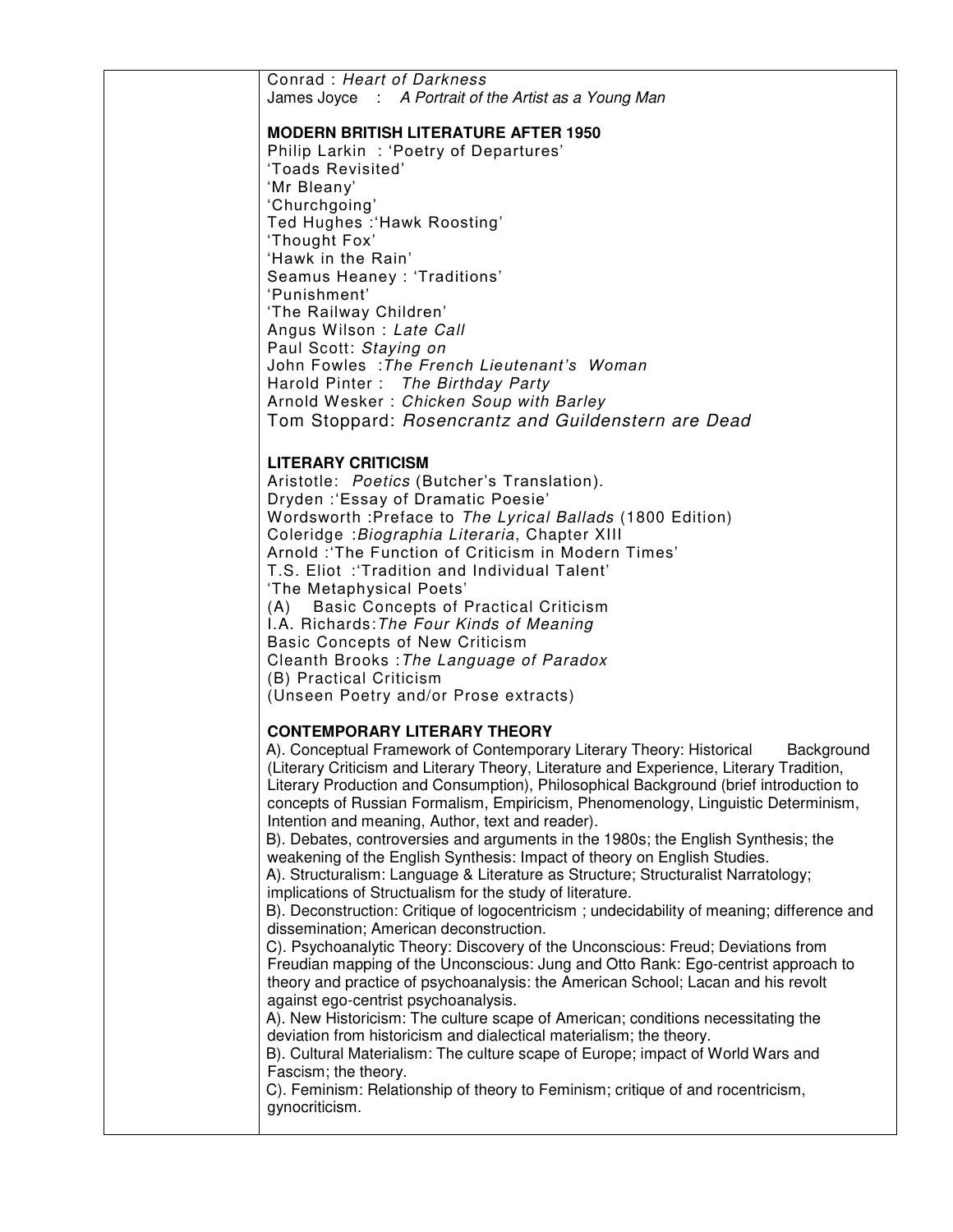Conrad : *Heart of Darkness*
James Joyce : *A Portrait of the Artist as a Young Man*

**MODERN BRITISH LITERATURE AFTER 1950**

Philip Larkin : 'Poetry of Departures'
'Toads Revisited'
'Mr Bleany'
'Churchgoing'
Ted Hughes :'Hawk Roosting'
'Thought Fox'
'Hawk in the Rain'
Seamus Heaney : 'Traditions'
'Punishment'
'The Railway Children'
Angus Wilson : *Late Call*
Paul Scott: *Staying on*
John Fowles :*The French Lieutenant's Woman*
Harold Pinter : *The Birthday Party*
Arnold Wesker : *Chicken Soup with Barley*
Tom Stoppard: *Rosencrantz and Guildenstern are Dead*

**LITERARY CRITICISM**

Aristotle: *Poetics* (Butcher's Translation).
Dryden :'Essay of Dramatic Poesie'
Wordsworth :Preface to *The Lyrical Ballads* (1800 Edition)
Coleridge :*Biographia Literaria*, Chapter XIII
Arnold :'The Function of Criticism in Modern Times'
T.S. Eliot :'Tradition and Individual Talent'
'The Metaphysical Poets'
(A) Basic Concepts of Practical Criticism
I.A. Richards:*The Four Kinds of Meaning*
Basic Concepts of New Criticism
Cleanth Brooks :*The Language of Paradox*
(B) Practical Criticism
(Unseen Poetry and/or Prose extracts)

**CONTEMPORARY LITERARY THEORY**

A). Conceptual Framework of Contemporary Literary Theory: Historical Background (Literary Criticism and Literary Theory, Literature and Experience, Literary Tradition, Literary Production and Consumption), Philosophical Background (brief introduction to concepts of Russian Formalism, Empiricism, Phenomenology, Linguistic Determinism, Intention and meaning, Author, text and reader).
B). Debates, controversies and arguments in the 1980s; the English Synthesis; the weakening of the English Synthesis: Impact of theory on English Studies.
A). Structuralism: Language & Literature as Structure; Structuralist Narratology; implications of Structualism for the study of literature.
B). Deconstruction: Critique of logocentricism ; undecidability of meaning; difference and dissemination; American deconstruction.
C). Psychoanalytic Theory: Discovery of the Unconscious: Freud; Deviations from Freudian mapping of the Unconscious: Jung and Otto Rank: Ego-centrist approach to theory and practice of psychoanalysis: the American School; Lacan and his revolt against ego-centrist psychoanalysis.
A). New Historicism: The culture scape of American; conditions necessitating the deviation from historicism and dialectical materialism; the theory.
B). Cultural Materialism: The culture scape of Europe; impact of World Wars and Fascism; the theory.
C). Feminism: Relationship of theory to Feminism; critique of and rocentricism, gynocriticism.